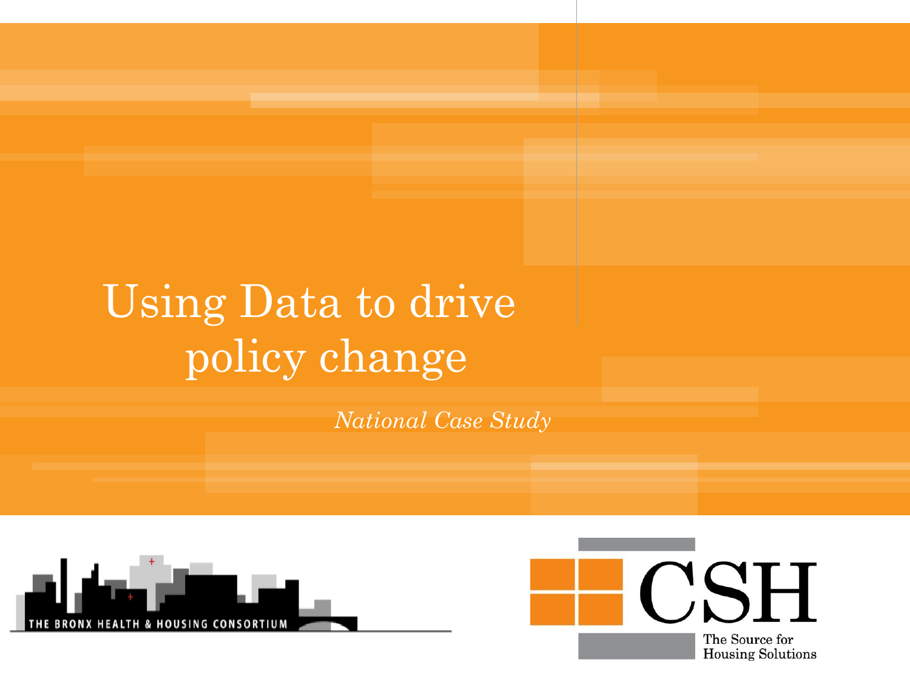# Using Data to drive policy change

*National Case Study*

THE BRONX HEALTH & HOUSING CONSORTIUM

CSH

The Source for Housing Solutions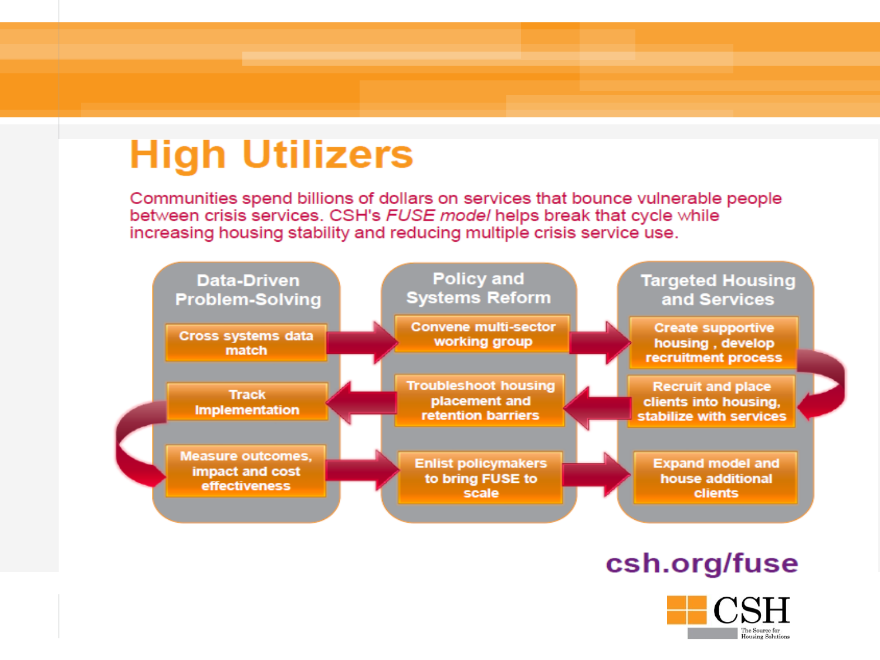# High Utilizers

Communities spend billions of dollars on services that bounce vulnerable people between crisis services. CSH's *FUSE model* helps break that cycle while increasing housing stability and reducing multiple crisis service use.

**Data-Driven Problem-Solving**

- Cross systems data match
- Track Implementation
- Measure outcomes, impact and cost effectiveness

**Policy and Systems Reform**

- Convene multi-sector working group
- Troubleshoot housing placement and retention barriers
- Enlist policymakers to bring FUSE to scale

**Targeted Housing and Services**

- Create supportive housing , develop recruitment process
- Recruit and place clients into housing, stabilize with services
- Expand model and house additional clients

csh.org/fuse

CSH The Source for Housing Solutions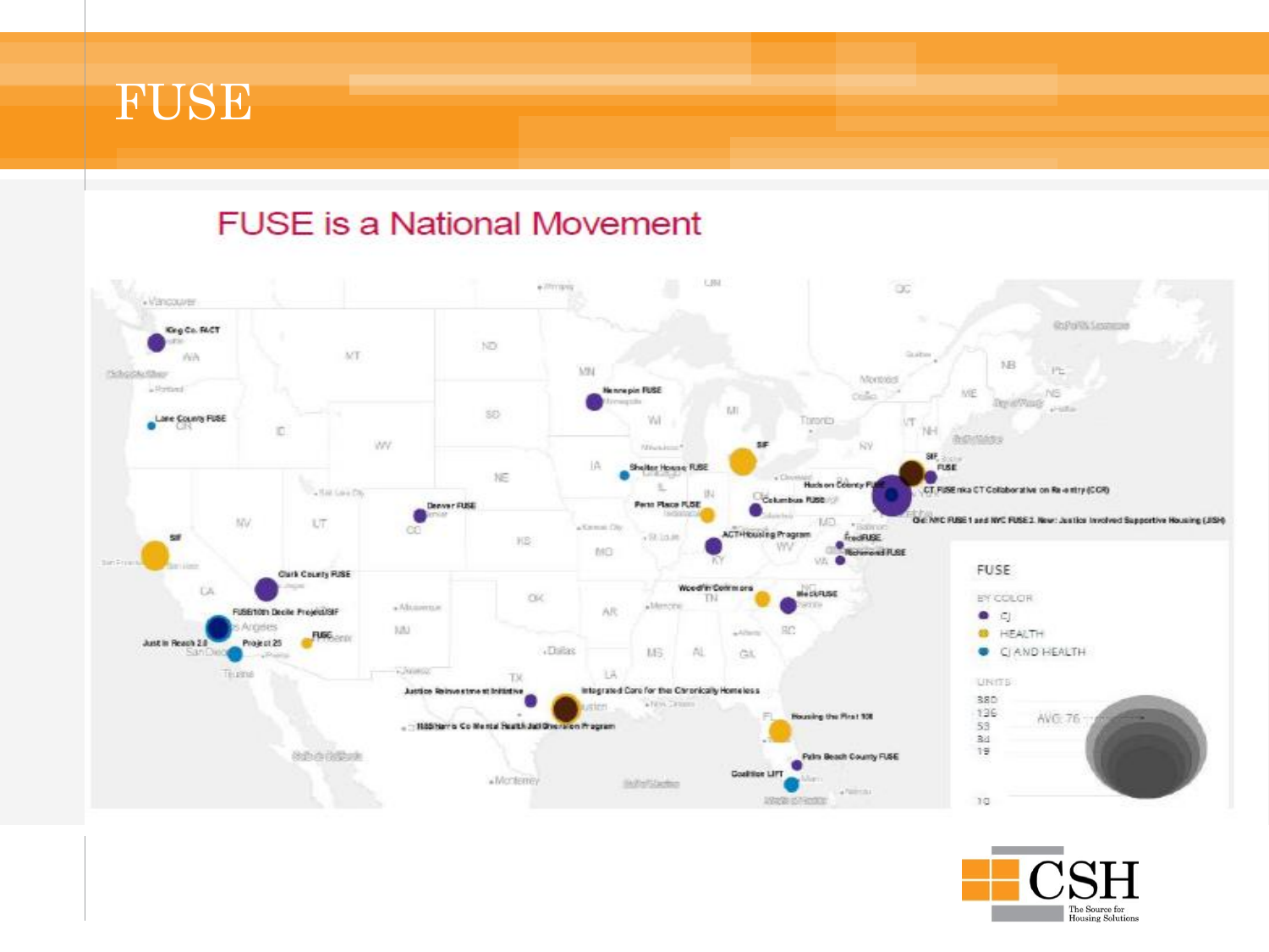# FUSE

## FUSE is a National Movement

King Co. FACT

Lane County FUSE

SIF

Clark County FUSE

FUSE10th Decile Project/SIF

Just in Reach 2.0

Project 25

FUSE

Denver FUSE

Hennepin FUSE

Shelter House FUSE

Penn Place FUSE

SIF

Columbus FUSE

ACT-Housing Program

Hudson County FUSE

SIF, FUSE

CT FUSE nka CT Collaborative on Re-entry (CCR)

Old: NYC FUSE 1 and NYC FUSE 2. New: Justice Involved Supportive Housing (JISH)

fredFUSE

Richmond FUSE

Woodfin Commons

MeckFUSE

Justice Reinvestment Initiative

Integrated Care for the Chronically Homeless

Harris Co Mental Health Jail Diversion Program

Housing the First 100

Palm Beach County FUSE

Coalition LIFT

FUSE

BY COLOR

- CJ
- HEALTH
- CJ AND HEALTH

UNITS

380
136
53
34
19
10

AVG: 76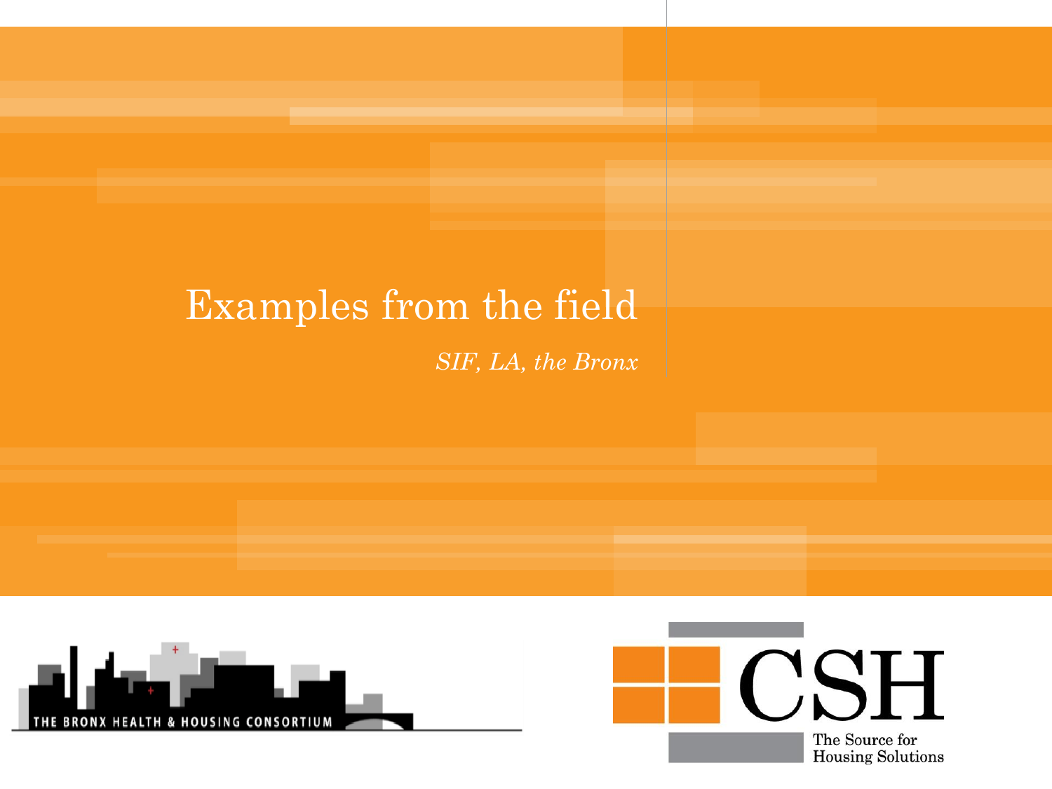# Examples from the field

*SIF, LA, the Bronx*

THE BRONX HEALTH & HOUSING CONSORTIUM

CSH

The Source for Housing Solutions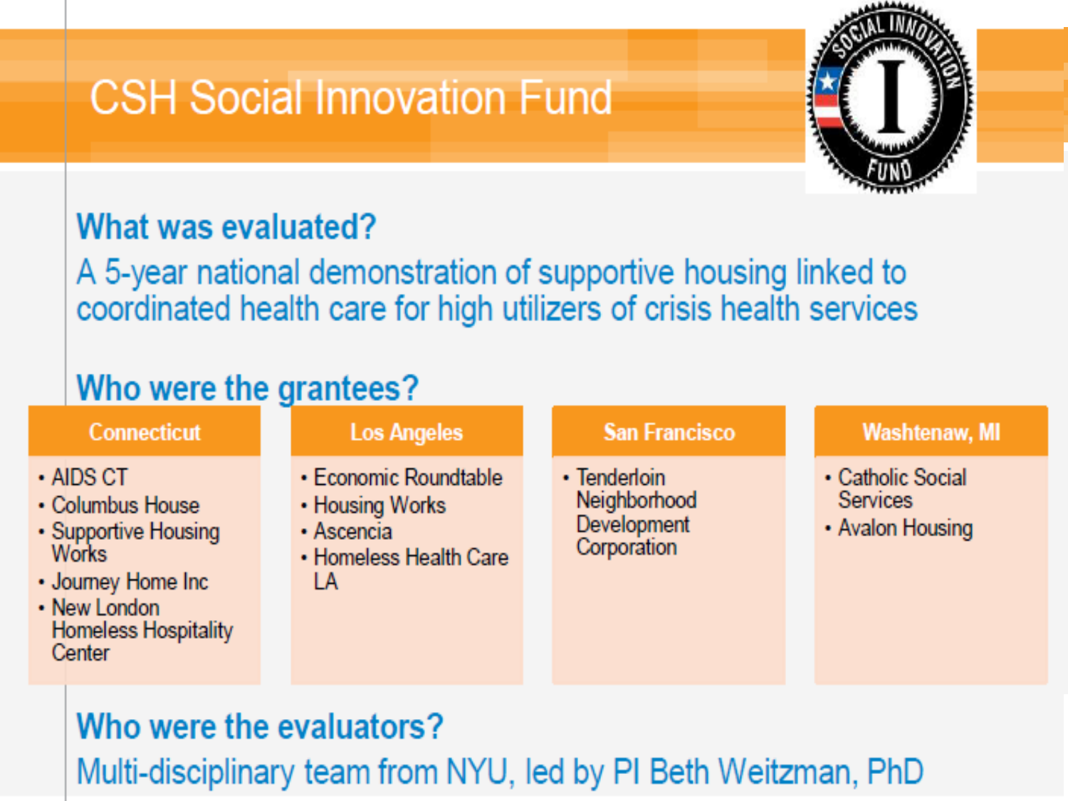# CSH Social Innovation Fund

## What was evaluated?

A 5-year national demonstration of supportive housing linked to coordinated health care for high utilizers of crisis health services

## Who were the grantees?

### Connecticut

- AIDS CT
- Columbus House
- Supportive Housing Works
- Journey Home Inc
- New London Homeless Hospitality Center

### Los Angeles

- Economic Roundtable
- Housing Works
- Ascencia
- Homeless Health Care LA

### San Francisco

- Tenderloin Neighborhood Development Corporation

### Washtenaw, MI

- Catholic Social Services
- Avalon Housing

## Who were the evaluators?

Multi-disciplinary team from NYU, led by PI Beth Weitzman, PhD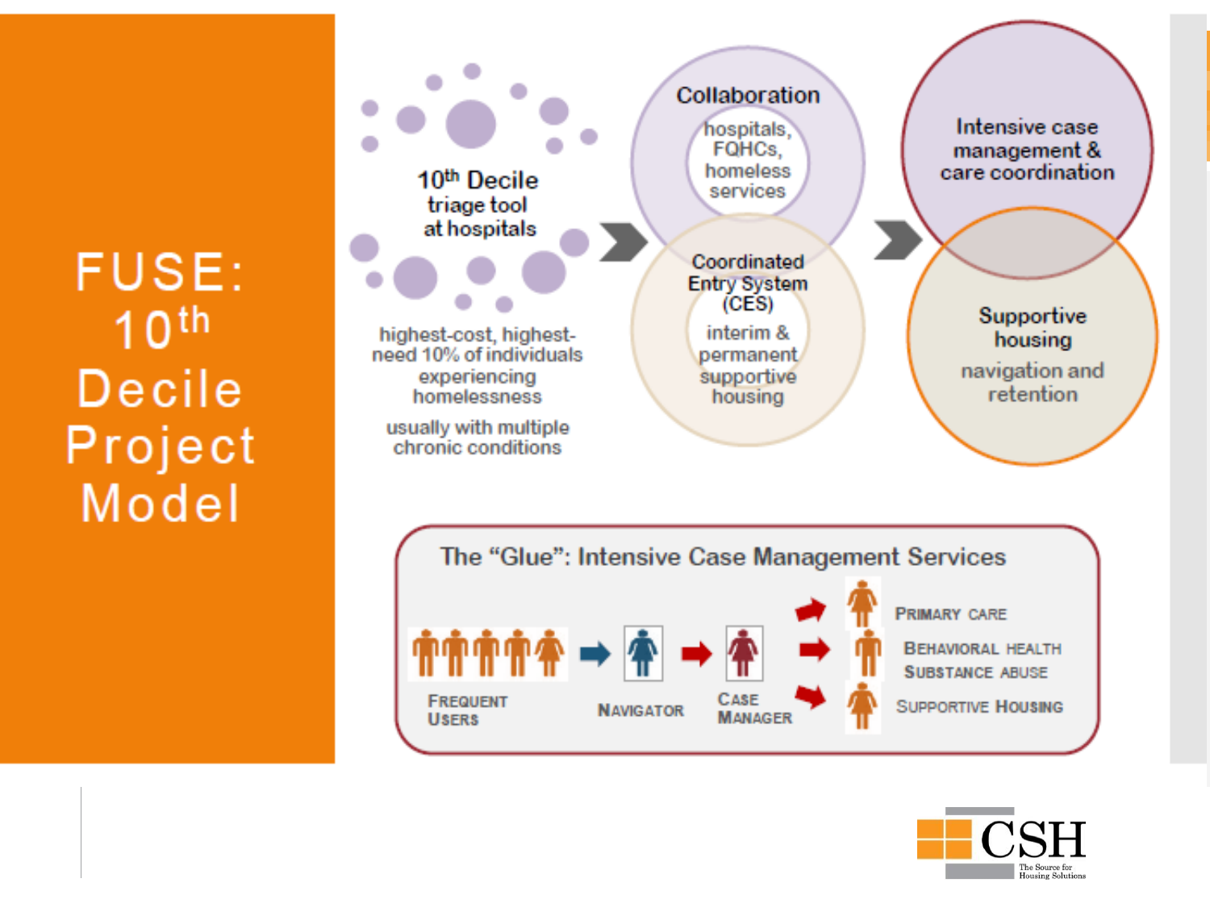# FUSE: 10th Decile Project Model

**10th Decile triage tool at hospitals**

highest-cost, highest-need 10% of individuals experiencing homelessness

usually with multiple chronic conditions

**Collaboration**

hospitals, FQHCs, homeless services

**Coordinated Entry System (CES)**

interim & permanent supportive housing

**Intensive case management & care coordination**

**Supportive housing**

navigation and retention

## The "Glue": Intensive Case Management Services

Frequent Users → Navigator → Case Manager →

- Primary Care
- Behavioral Health, Substance Abuse
- Supportive Housing

CSH — The Source for Housing Solutions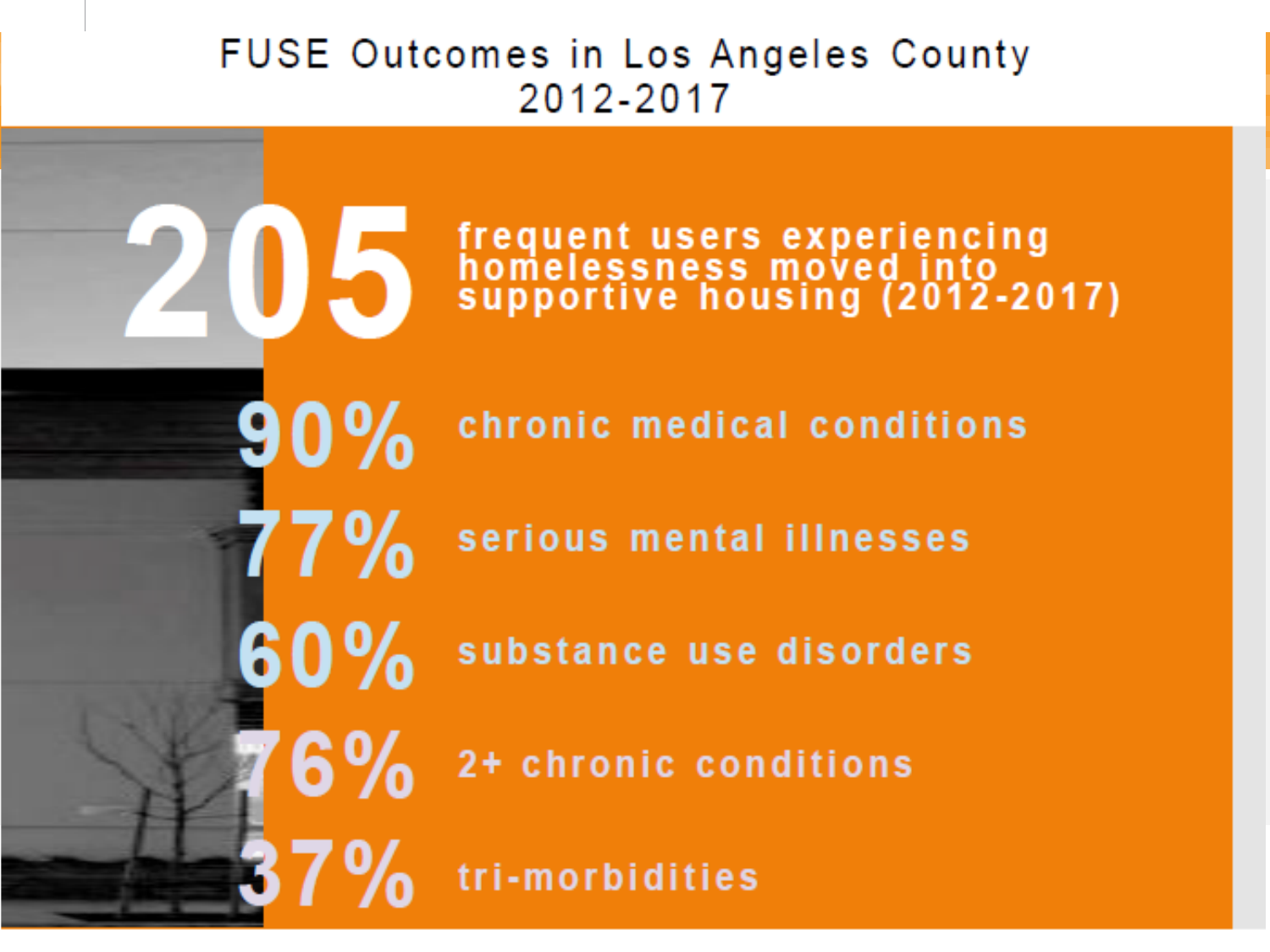# FUSE Outcomes in Los Angeles County 2012-2017

**205** frequent users experiencing homelessness moved into supportive housing (2012-2017)

**90%** chronic medical conditions

**77%** serious mental illnesses

**60%** substance use disorders

**76%** 2+ chronic conditions

**37%** tri-morbidities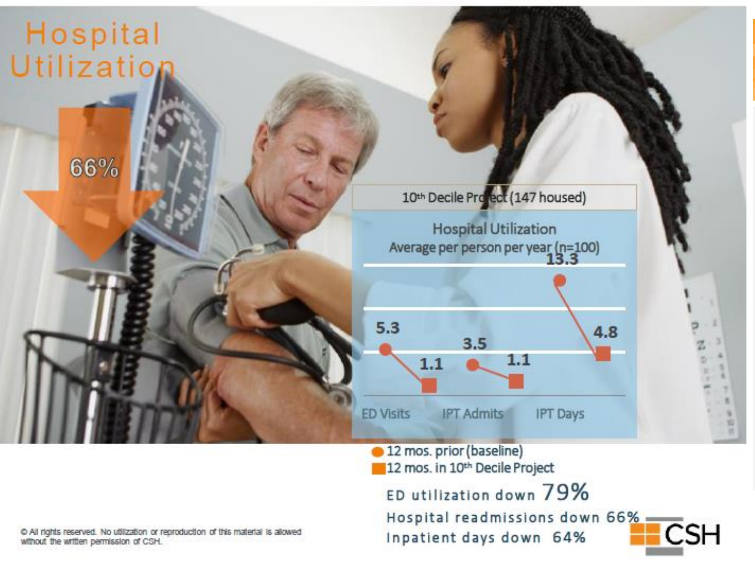# Hospital Utilization

66%

**10th Decile Project (147 housed)**

Hospital Utilization
Average per person per year (n=100)

| | 12 mos. prior (baseline) | 12 mos. in 10th Decile Project |
|---|---|---|
| ED Visits | 5.3 | 1.1 |
| IPT Admits | 3.5 | 1.1 |
| IPT Days | 13.3 | 4.8 |

ED utilization down 79%

Hospital readmissions down 66%

Inpatient days down 64%

© All rights reserved. No utilization or reproduction of this material is allowed without the written permission of CSH.

CSH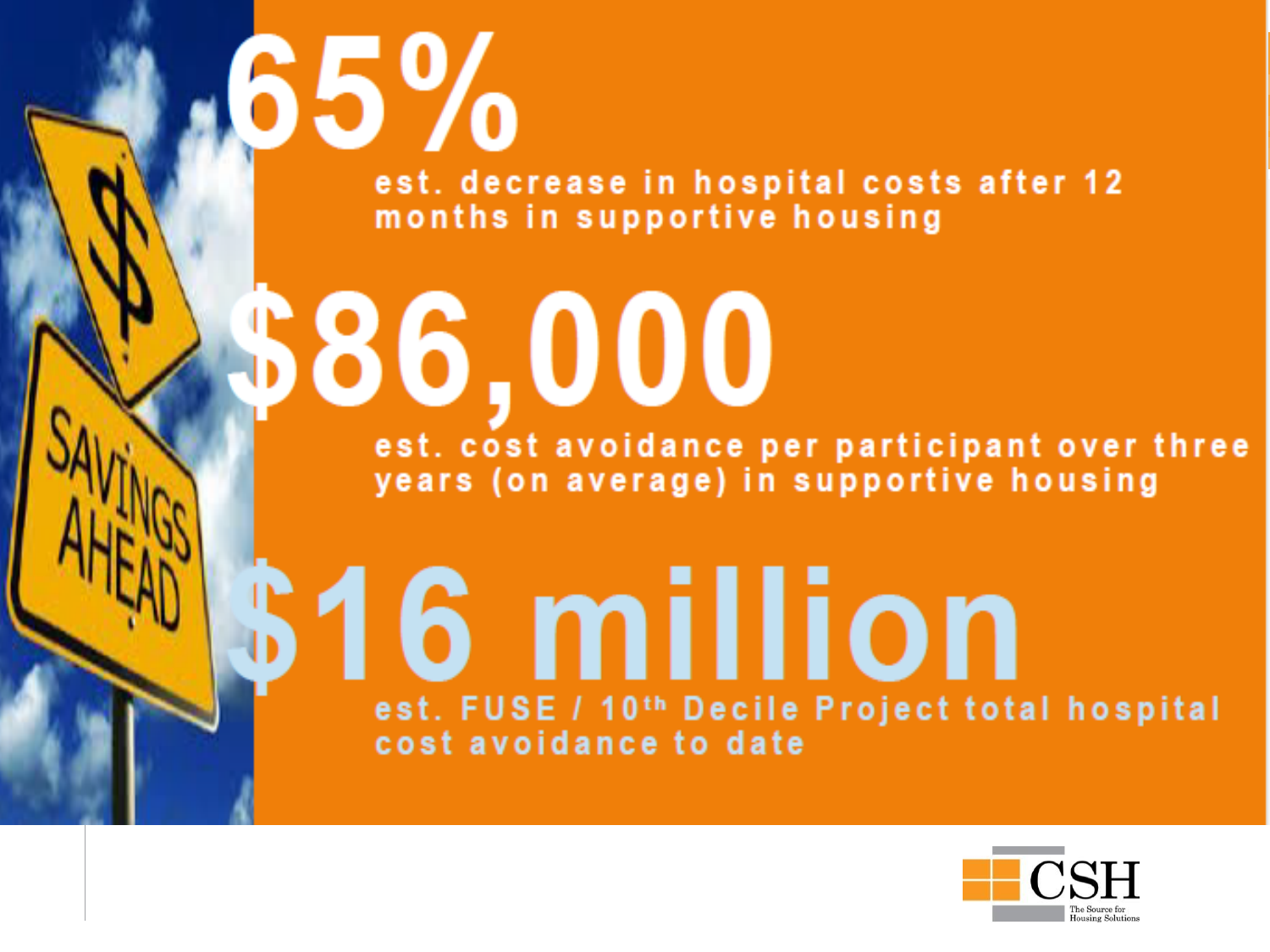# 65%

est. decrease in hospital costs after 12 months in supportive housing

# $86,000

est. cost avoidance per participant over three years (on average) in supportive housing

# $16 million

est. FUSE / 10th Decile Project total hospital cost avoidance to date

CSH
The Source for Housing Solutions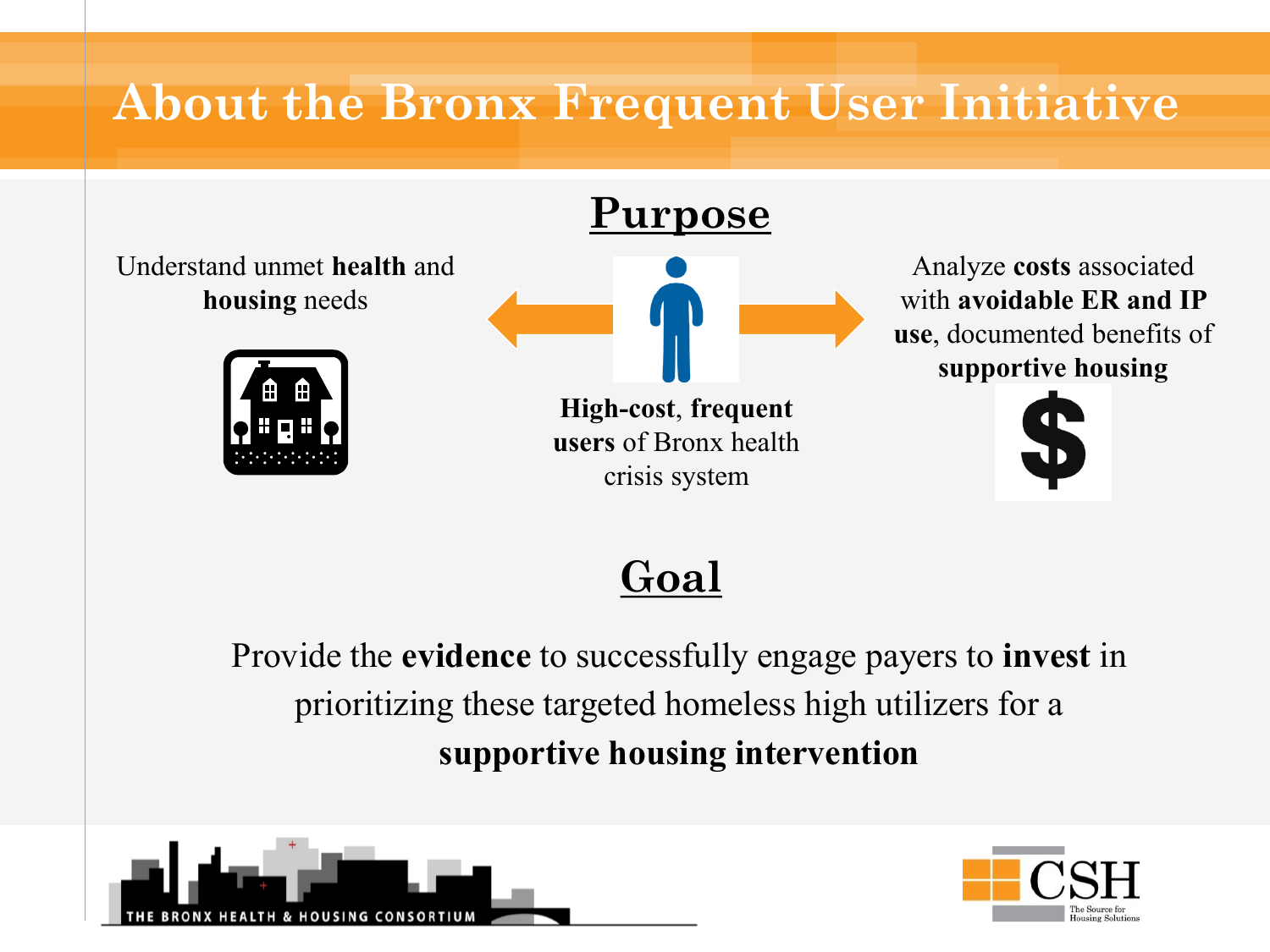# About the Bronx Frequent User Initiative

## Purpose

Understand unmet **health** and **housing** needs

**High-cost**, **frequent users** of Bronx health crisis system

Analyze **costs** associated with **avoidable ER and IP use**, documented benefits of **supportive housing**

## Goal

Provide the **evidence** to successfully engage payers to **invest** in prioritizing these targeted homeless high utilizers for a **supportive housing intervention**

THE BRONX HEALTH & HOUSING CONSORTIUM

CSH The Source for Housing Solutions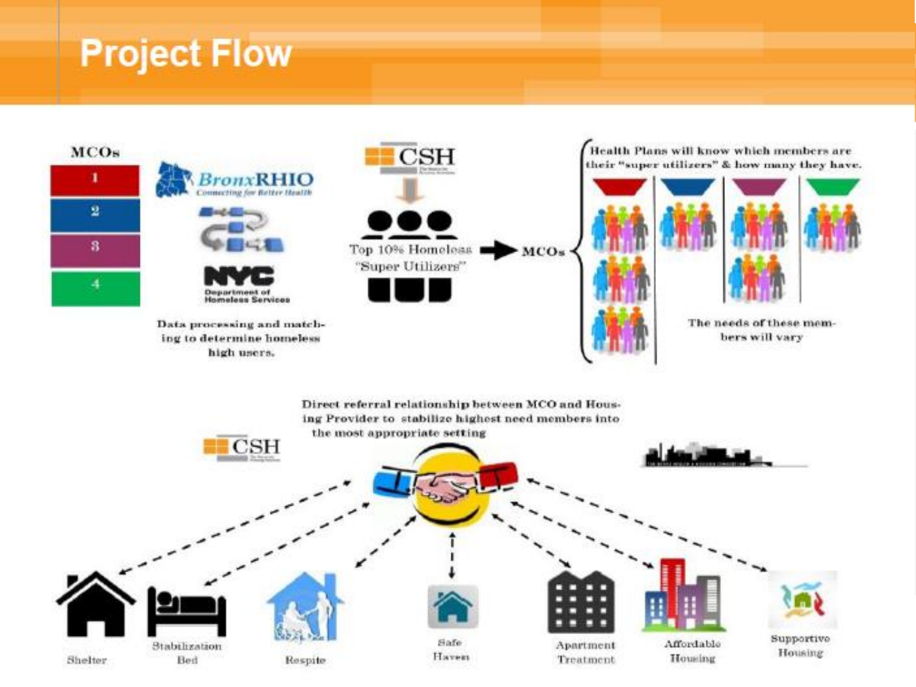# Project Flow

MCOs

1

2

3

4

BronxRHIO
Connecting for Better Health

NYC
Department of Homeless Services

Data processing and matching to determine homeless high users.

CSH

Top 10% Homeless "Super Utilizers" → MCOs

Health Plans will know which members are their "super utilizers" & how many they have.

The needs of these members will vary

Direct referral relationship between MCO and Housing Provider to stabilize highest need members into the most appropriate setting

CSH

Shelter

Stabilization Bed

Respite

Safe Haven

Apartment Treatment

Affordable Housing

Supportive Housing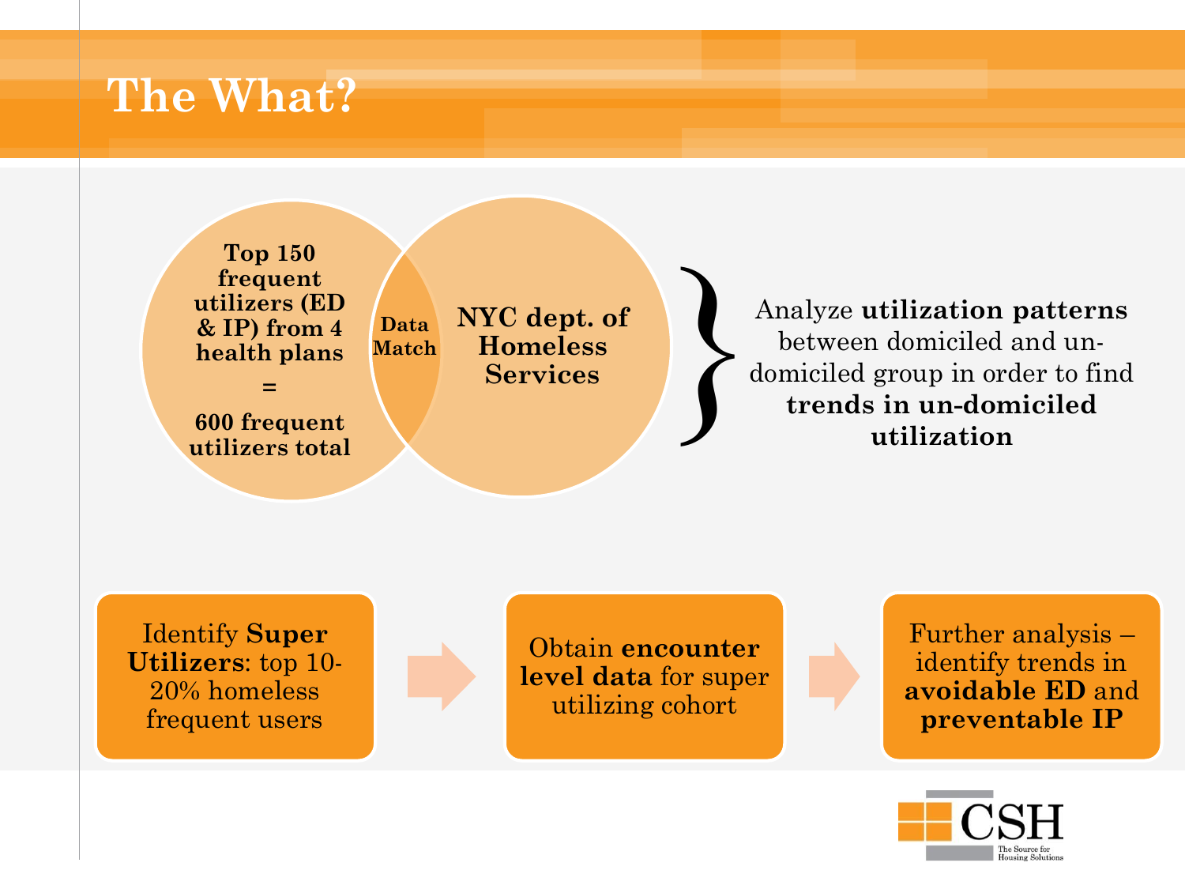# The What?

**Top 150 frequent utilizers (ED & IP) from 4 health plans**

**=**

**600 frequent utilizers total**

**Data Match**

**NYC dept. of Homeless Services**

Analyze **utilization patterns** between domiciled and un-domiciled group in order to find **trends in un-domiciled utilization**

Identify **Super Utilizers**: top 10-20% homeless frequent users

→

Obtain **encounter level data** for super utilizing cohort

→

Further analysis – identify trends in **avoidable ED** and **preventable IP**

CSH
The Source for Housing Solutions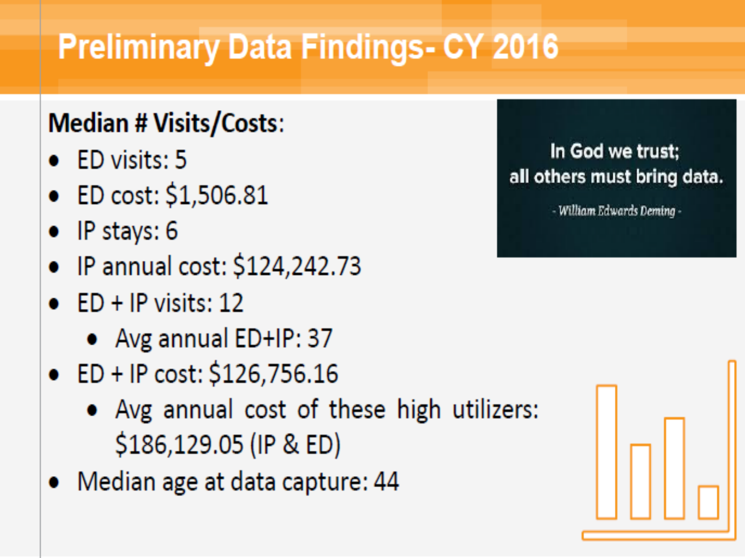# Preliminary Data Findings- CY 2016

**Median # Visits/Costs:**

- ED visits: 5
- ED cost: $1,506.81
- IP stays: 6
- IP annual cost: $124,242.73
- ED + IP visits: 12
  - Avg annual ED+IP: 37
- ED + IP cost: $126,756.16
  - Avg annual cost of these high utilizers: $186,129.05 (IP & ED)
- Median age at data capture: 44

In God we trust;
all others must bring data.

*- William Edwards Deming -*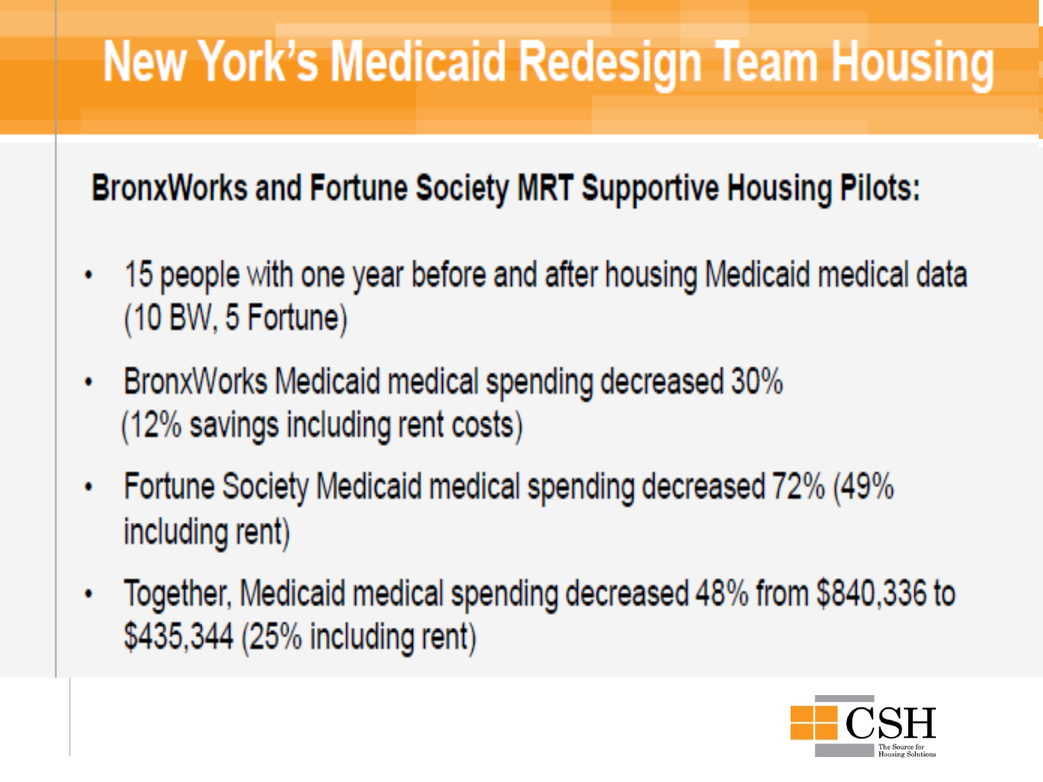# New York's Medicaid Redesign Team Housing

**BronxWorks and Fortune Society MRT Supportive Housing Pilots:**

- 15 people with one year before and after housing Medicaid medical data (10 BW, 5 Fortune)
- BronxWorks Medicaid medical spending decreased 30% (12% savings including rent costs)
- Fortune Society Medicaid medical spending decreased 72% (49% including rent)
- Together, Medicaid medical spending decreased 48% from $840,336 to $435,344 (25% including rent)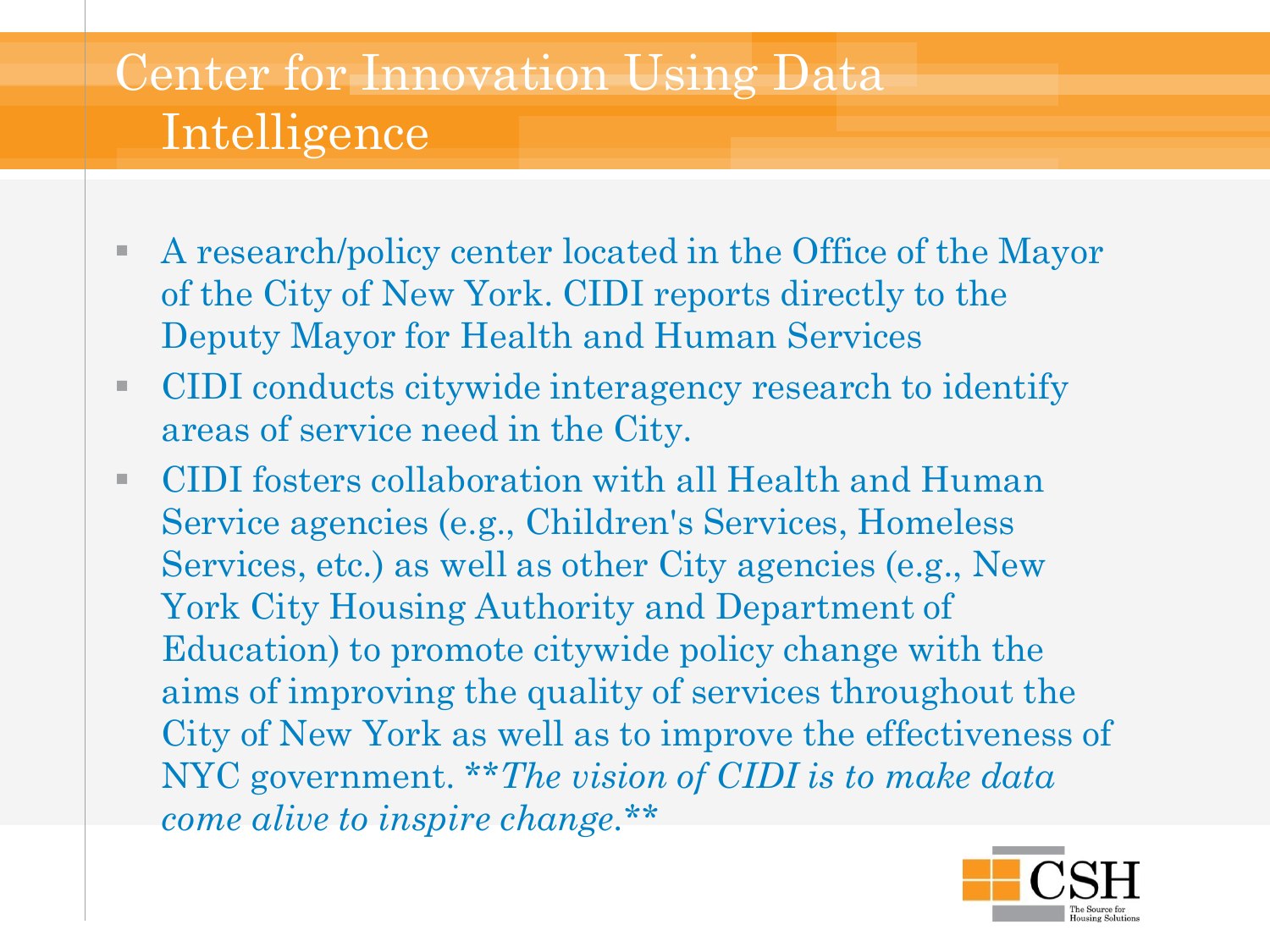# Center for Innovation Using Data Intelligence

- A research/policy center located in the Office of the Mayor of the City of New York. CIDI reports directly to the Deputy Mayor for Health and Human Services
- CIDI conducts citywide interagency research to identify areas of service need in the City.
- CIDI fosters collaboration with all Health and Human Service agencies (e.g., Children's Services, Homeless Services, etc.) as well as other City agencies (e.g., New York City Housing Authority and Department of Education) to promote citywide policy change with the aims of improving the quality of services throughout the City of New York as well as to improve the effectiveness of NYC government. ***The vision of CIDI is to make data come alive to inspire change.***

CSH
The Source for Housing Solutions